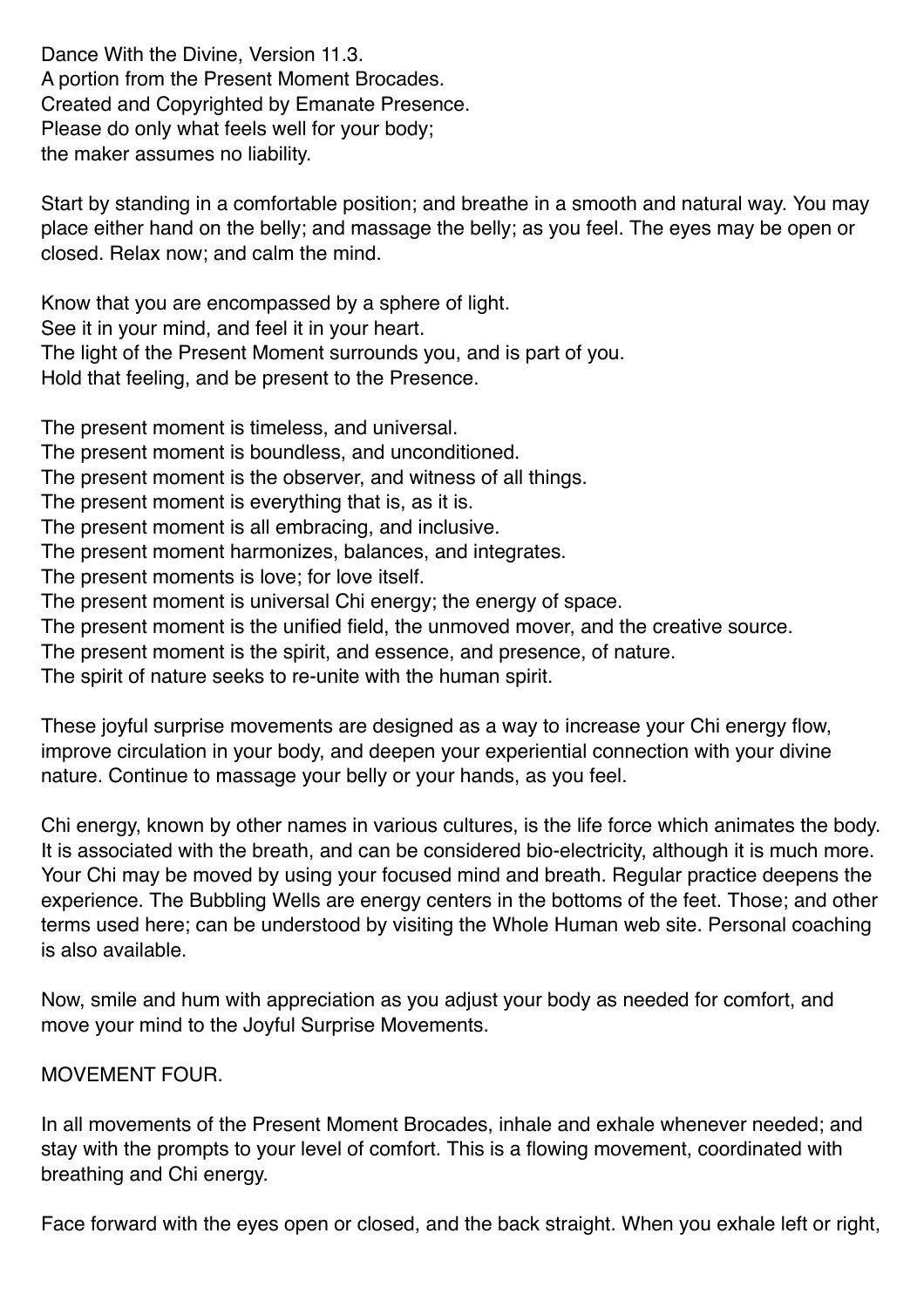Dance With the Divine, Version 11.3.
A portion from the Present Moment Brocades.
Created and Copyrighted by Emanate Presence.
Please do only what feels well for your body;
the maker assumes no liability.

Start by standing in a comfortable position; and breathe in a smooth and natural way. You may place either hand on the belly; and massage the belly; as you feel. The eyes may be open or closed. Relax now; and calm the mind.

Know that you are encompassed by a sphere of light.
See it in your mind, and feel it in your heart.
The light of the Present Moment surrounds you, and is part of you.
Hold that feeling, and be present to the Presence.

The present moment is timeless, and universal.
The present moment is boundless, and unconditioned.
The present moment is the observer, and witness of all things.
The present moment is everything that is, as it is.
The present moment is all embracing, and inclusive.
The present moment harmonizes, balances, and integrates.
The present moments is love; for love itself.
The present moment is universal Chi energy; the energy of space.
The present moment is the unified field, the unmoved mover, and the creative source.
The present moment is the spirit, and essence, and presence, of nature.
The spirit of nature seeks to re-unite with the human spirit.

These joyful surprise movements are designed as a way to increase your Chi energy flow, improve circulation in your body, and deepen your experiential connection with your divine nature. Continue to massage your belly or your hands, as you feel.

Chi energy, known by other names in various cultures, is the life force which animates the body. It is associated with the breath, and can be considered bio-electricity, although it is much more. Your Chi may be moved by using your focused mind and breath. Regular practice deepens the experience. The Bubbling Wells are energy centers in the bottoms of the feet. Those; and other terms used here; can be understood by visiting the Whole Human web site. Personal coaching is also available.

Now, smile and hum with appreciation as you adjust your body as needed for comfort, and move your mind to the Joyful Surprise Movements.

MOVEMENT FOUR.

In all movements of the Present Moment Brocades, inhale and exhale whenever needed; and stay with the prompts to your level of comfort. This is a flowing movement, coordinated with breathing and Chi energy.

Face forward with the eyes open or closed, and the back straight. When you exhale left or right,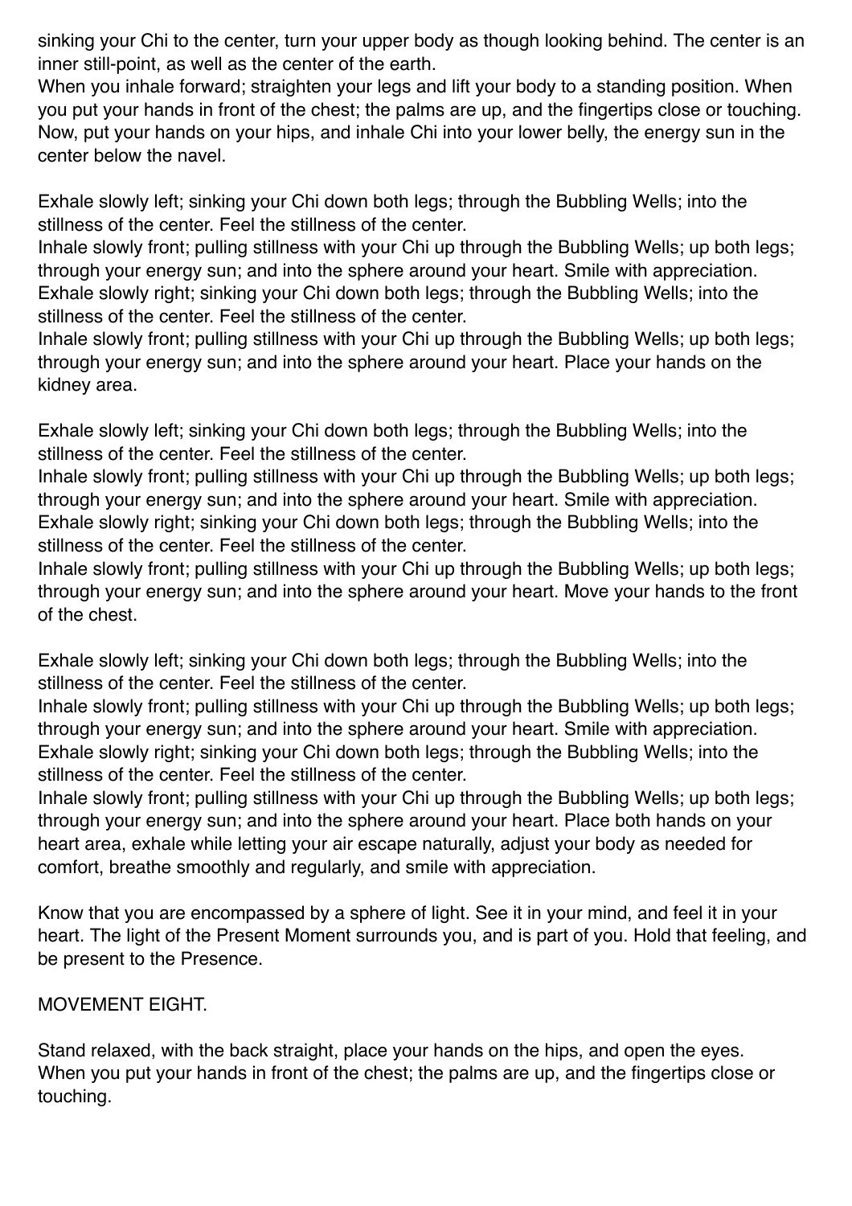sinking your Chi to the center, turn your upper body as though looking behind. The center is an inner still-point, as well as the center of the earth.
When you inhale forward; straighten your legs and lift your body to a standing position. When you put your hands in front of the chest; the palms are up, and the fingertips close or touching.
Now, put your hands on your hips, and inhale Chi into your lower belly, the energy sun in the center below the navel.

Exhale slowly left; sinking your Chi down both legs; through the Bubbling Wells; into the stillness of the center. Feel the stillness of the center.
Inhale slowly front; pulling stillness with your Chi up through the Bubbling Wells; up both legs; through your energy sun; and into the sphere around your heart. Smile with appreciation.
Exhale slowly right; sinking your Chi down both legs; through the Bubbling Wells; into the stillness of the center. Feel the stillness of the center.
Inhale slowly front; pulling stillness with your Chi up through the Bubbling Wells; up both legs; through your energy sun; and into the sphere around your heart. Place your hands on the kidney area.

Exhale slowly left; sinking your Chi down both legs; through the Bubbling Wells; into the stillness of the center. Feel the stillness of the center.
Inhale slowly front; pulling stillness with your Chi up through the Bubbling Wells; up both legs; through your energy sun; and into the sphere around your heart. Smile with appreciation.
Exhale slowly right; sinking your Chi down both legs; through the Bubbling Wells; into the stillness of the center. Feel the stillness of the center.
Inhale slowly front; pulling stillness with your Chi up through the Bubbling Wells; up both legs; through your energy sun; and into the sphere around your heart. Move your hands to the front of the chest.

Exhale slowly left; sinking your Chi down both legs; through the Bubbling Wells; into the stillness of the center. Feel the stillness of the center.
Inhale slowly front; pulling stillness with your Chi up through the Bubbling Wells; up both legs; through your energy sun; and into the sphere around your heart. Smile with appreciation.
Exhale slowly right; sinking your Chi down both legs; through the Bubbling Wells; into the stillness of the center. Feel the stillness of the center.
Inhale slowly front; pulling stillness with your Chi up through the Bubbling Wells; up both legs; through your energy sun; and into the sphere around your heart. Place both hands on your heart area, exhale while letting your air escape naturally, adjust your body as needed for comfort, breathe smoothly and regularly, and smile with appreciation.

Know that you are encompassed by a sphere of light. See it in your mind, and feel it in your heart. The light of the Present Moment surrounds you, and is part of you. Hold that feeling, and be present to the Presence.

MOVEMENT EIGHT.

Stand relaxed, with the back straight, place your hands on the hips, and open the eyes.
When you put your hands in front of the chest; the palms are up, and the fingertips close or touching.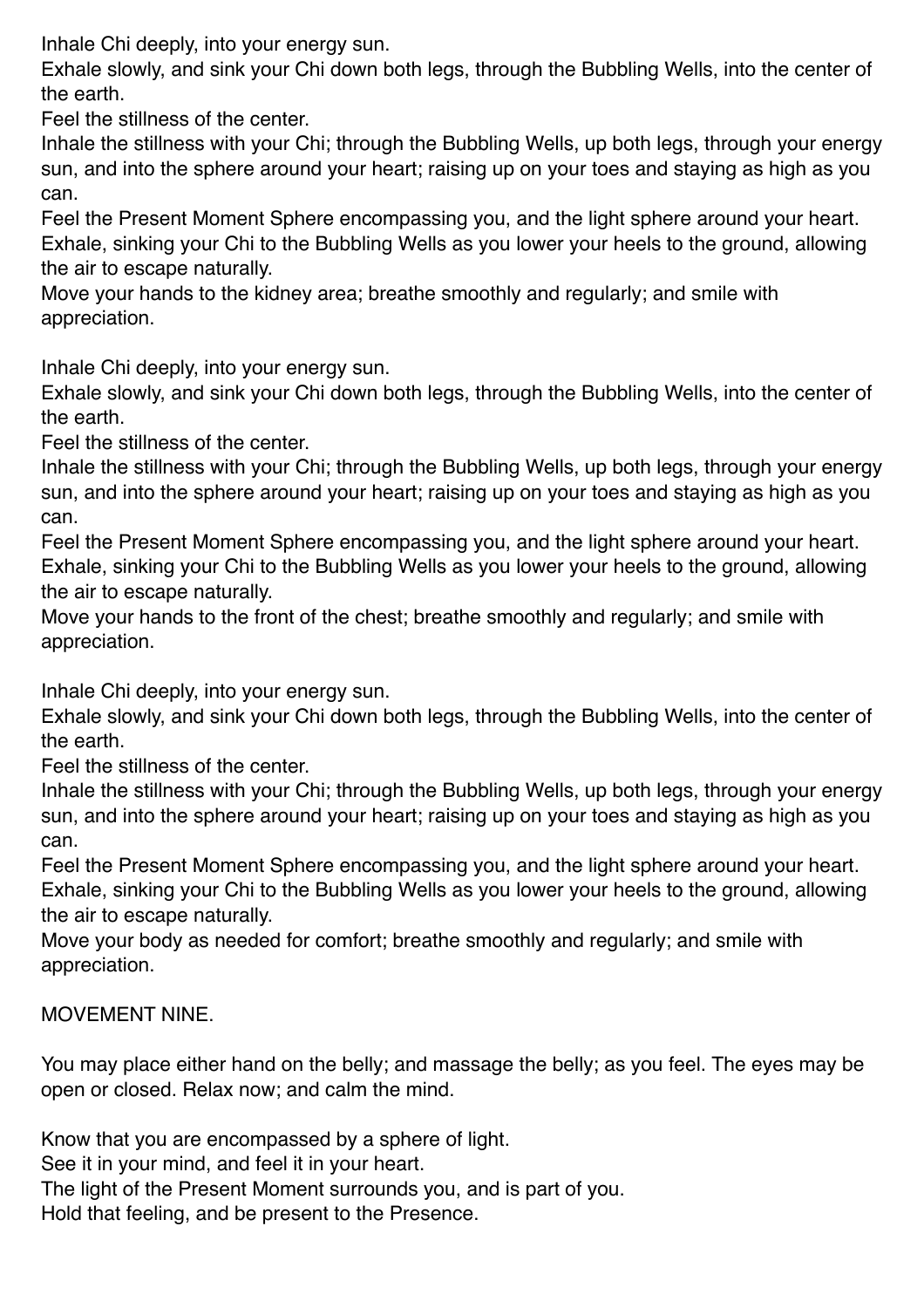Inhale Chi deeply, into your energy sun.
Exhale slowly, and sink your Chi down both legs, through the Bubbling Wells, into the center of the earth.
Feel the stillness of the center.
Inhale the stillness with your Chi; through the Bubbling Wells, up both legs, through your energy sun, and into the sphere around your heart; raising up on your toes and staying as high as you can.
Feel the Present Moment Sphere encompassing you, and the light sphere around your heart.
Exhale, sinking your Chi to the Bubbling Wells as you lower your heels to the ground, allowing the air to escape naturally.
Move your hands to the kidney area; breathe smoothly and regularly; and smile with appreciation.

Inhale Chi deeply, into your energy sun.
Exhale slowly, and sink your Chi down both legs, through the Bubbling Wells, into the center of the earth.
Feel the stillness of the center.
Inhale the stillness with your Chi; through the Bubbling Wells, up both legs, through your energy sun, and into the sphere around your heart; raising up on your toes and staying as high as you can.
Feel the Present Moment Sphere encompassing you, and the light sphere around your heart.
Exhale, sinking your Chi to the Bubbling Wells as you lower your heels to the ground, allowing the air to escape naturally.
Move your hands to the front of the chest; breathe smoothly and regularly; and smile with appreciation.

Inhale Chi deeply, into your energy sun.
Exhale slowly, and sink your Chi down both legs, through the Bubbling Wells, into the center of the earth.
Feel the stillness of the center.
Inhale the stillness with your Chi; through the Bubbling Wells, up both legs, through your energy sun, and into the sphere around your heart; raising up on your toes and staying as high as you can.
Feel the Present Moment Sphere encompassing you, and the light sphere around your heart.
Exhale, sinking your Chi to the Bubbling Wells as you lower your heels to the ground, allowing the air to escape naturally.
Move your body as needed for comfort; breathe smoothly and regularly; and smile with appreciation.

MOVEMENT NINE.

You may place either hand on the belly; and massage the belly; as you feel. The eyes may be open or closed. Relax now; and calm the mind.

Know that you are encompassed by a sphere of light.
See it in your mind, and feel it in your heart.
The light of the Present Moment surrounds you, and is part of you.
Hold that feeling, and be present to the Presence.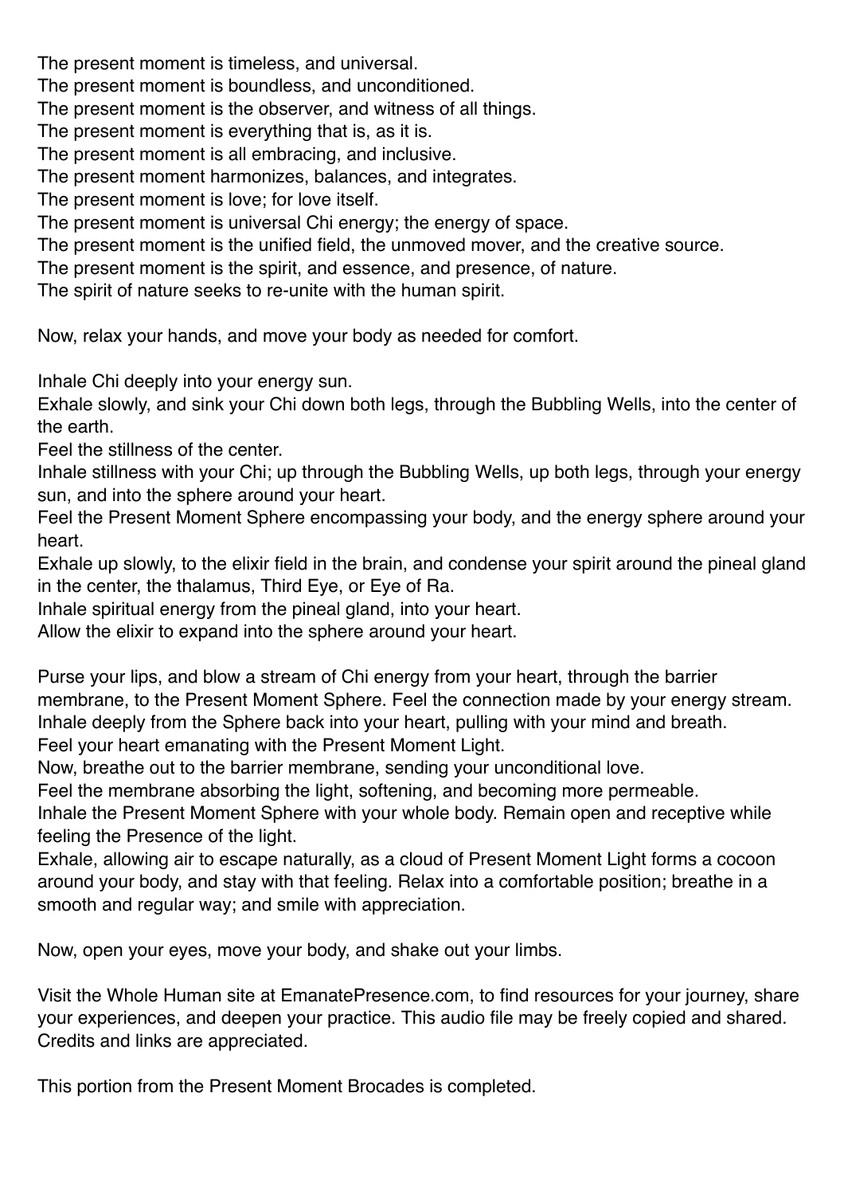The present moment is timeless, and universal.
The present moment is boundless, and unconditioned.
The present moment is the observer, and witness of all things.
The present moment is everything that is, as it is.
The present moment is all embracing, and inclusive.
The present moment harmonizes, balances, and integrates.
The present moment is love; for love itself.
The present moment is universal Chi energy; the energy of space.
The present moment is the unified field, the unmoved mover, and the creative source.
The present moment is the spirit, and essence, and presence, of nature.
The spirit of nature seeks to re-unite with the human spirit.

Now, relax your hands, and move your body as needed for comfort.

Inhale Chi deeply into your energy sun.
Exhale slowly, and sink your Chi down both legs, through the Bubbling Wells, into the center of the earth.
Feel the stillness of the center.
Inhale stillness with your Chi; up through the Bubbling Wells, up both legs, through your energy sun, and into the sphere around your heart.
Feel the Present Moment Sphere encompassing your body, and the energy sphere around your heart.
Exhale up slowly, to the elixir field in the brain, and condense your spirit around the pineal gland in the center, the thalamus, Third Eye, or Eye of Ra.
Inhale spiritual energy from the pineal gland, into your heart.
Allow the elixir to expand into the sphere around your heart.

Purse your lips, and blow a stream of Chi energy from your heart, through the barrier membrane, to the Present Moment Sphere. Feel the connection made by your energy stream.
Inhale deeply from the Sphere back into your heart, pulling with your mind and breath.
Feel your heart emanating with the Present Moment Light.
Now, breathe out to the barrier membrane, sending your unconditional love.
Feel the membrane absorbing the light, softening, and becoming more permeable.
Inhale the Present Moment Sphere with your whole body. Remain open and receptive while feeling the Presence of the light.
Exhale, allowing air to escape naturally, as a cloud of Present Moment Light forms a cocoon around your body, and stay with that feeling. Relax into a comfortable position; breathe in a smooth and regular way; and smile with appreciation.

Now, open your eyes, move your body, and shake out your limbs.

Visit the Whole Human site at EmanatePresence.com, to find resources for your journey, share your experiences, and deepen your practice. This audio file may be freely copied and shared. Credits and links are appreciated.

This portion from the Present Moment Brocades is completed.